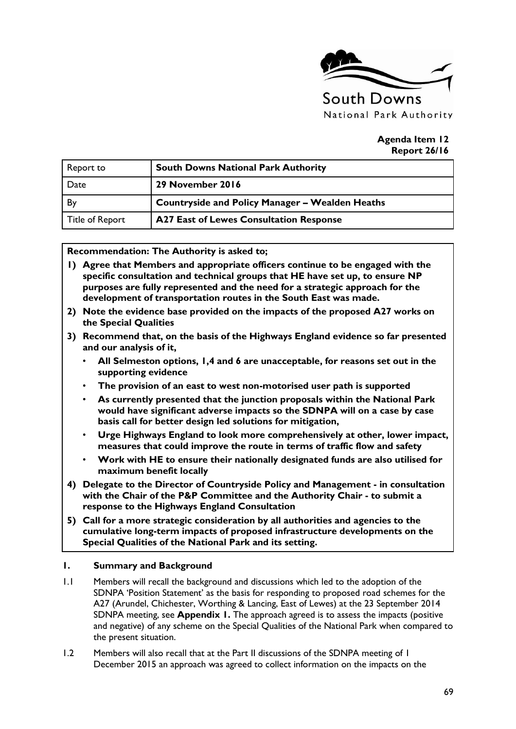South Downs
National Park Authority

**Agenda Item 12**
**Report 26/16**

| Report to | **South Downs National Park Authority** |
|---|---|
| Date | **29 November 2016** |
| By | **Countryside and Policy Manager – Wealden Heaths** |
| Title of Report | **A27 East of Lewes Consultation Response** |

**Recommendation: The Authority is asked to;**

1) **Agree that Members and appropriate officers continue to be engaged with the specific consultation and technical groups that HE have set up, to ensure NP purposes are fully represented and the need for a strategic approach for the development of transportation routes in the South East was made.**
2) **Note the evidence base provided on the impacts of the proposed A27 works on the Special Qualities**
3) **Recommend that, on the basis of the Highways England evidence so far presented and our analysis of it,**
   - **All Selmeston options, 1,4 and 6 are unacceptable, for reasons set out in the supporting evidence**
   - **The provision of an east to west non-motorised user path is supported**
   - **As currently presented that the junction proposals within the National Park would have significant adverse impacts so the SDNPA will on a case by case basis call for better design led solutions for mitigation,**
   - **Urge Highways England to look more comprehensively at other, lower impact, measures that could improve the route in terms of traffic flow and safety**
   - **Work with HE to ensure their nationally designated funds are also utilised for maximum benefit locally**
4) **Delegate to the Director of Countryside Policy and Management - in consultation with the Chair of the P&P Committee and the Authority Chair - to submit a response to the Highways England Consultation**
5) **Call for a more strategic consideration by all authorities and agencies to the cumulative long-term impacts of proposed infrastructure developments on the Special Qualities of the National Park and its setting.**

## 1. Summary and Background

1.1 Members will recall the background and discussions which led to the adoption of the SDNPA 'Position Statement' as the basis for responding to proposed road schemes for the A27 (Arundel, Chichester, Worthing & Lancing, East of Lewes) at the 23 September 2014 SDNPA meeting, see **Appendix 1.** The approach agreed is to assess the impacts (positive and negative) of any scheme on the Special Qualities of the National Park when compared to the present situation.

1.2 Members will also recall that at the Part II discussions of the SDNPA meeting of 1 December 2015 an approach was agreed to collect information on the impacts on the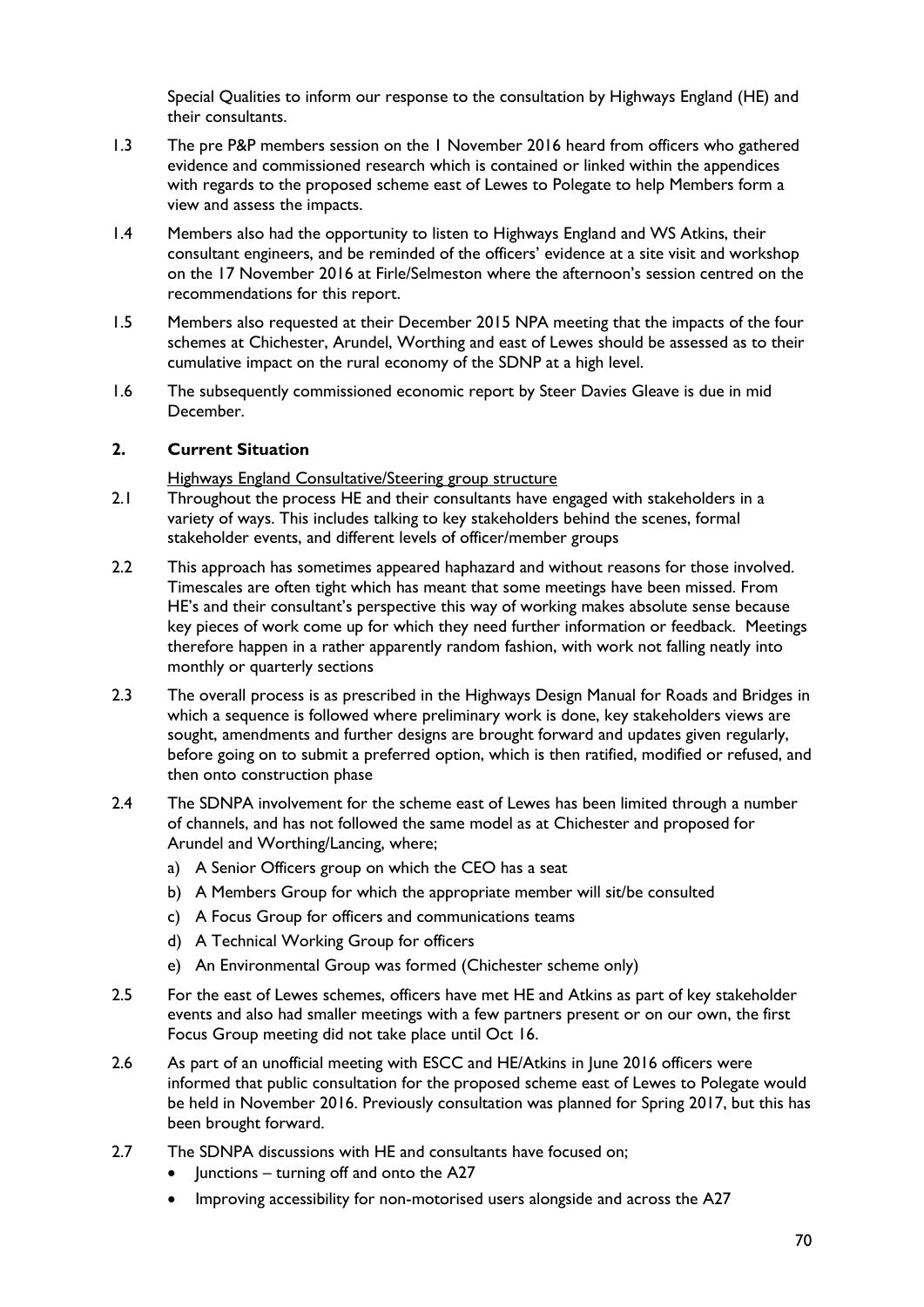Special Qualities to inform our response to the consultation by Highways England (HE) and their consultants.

1.3 The pre P&P members session on the 1 November 2016 heard from officers who gathered evidence and commissioned research which is contained or linked within the appendices with regards to the proposed scheme east of Lewes to Polegate to help Members form a view and assess the impacts.

1.4 Members also had the opportunity to listen to Highways England and WS Atkins, their consultant engineers, and be reminded of the officers' evidence at a site visit and workshop on the 17 November 2016 at Firle/Selmeston where the afternoon's session centred on the recommendations for this report.

1.5 Members also requested at their December 2015 NPA meeting that the impacts of the four schemes at Chichester, Arundel, Worthing and east of Lewes should be assessed as to their cumulative impact on the rural economy of the SDNP at a high level.

1.6 The subsequently commissioned economic report by Steer Davies Gleave is due in mid December.

## 2. Current Situation

Highways England Consultative/Steering group structure

2.1 Throughout the process HE and their consultants have engaged with stakeholders in a variety of ways. This includes talking to key stakeholders behind the scenes, formal stakeholder events, and different levels of officer/member groups

2.2 This approach has sometimes appeared haphazard and without reasons for those involved. Timescales are often tight which has meant that some meetings have been missed. From HE's and their consultant's perspective this way of working makes absolute sense because key pieces of work come up for which they need further information or feedback. Meetings therefore happen in a rather apparently random fashion, with work not falling neatly into monthly or quarterly sections

2.3 The overall process is as prescribed in the Highways Design Manual for Roads and Bridges in which a sequence is followed where preliminary work is done, key stakeholders views are sought, amendments and further designs are brought forward and updates given regularly, before going on to submit a preferred option, which is then ratified, modified or refused, and then onto construction phase

2.4 The SDNPA involvement for the scheme east of Lewes has been limited through a number of channels, and has not followed the same model as at Chichester and proposed for Arundel and Worthing/Lancing, where;

a) A Senior Officers group on which the CEO has a seat
b) A Members Group for which the appropriate member will sit/be consulted
c) A Focus Group for officers and communications teams
d) A Technical Working Group for officers
e) An Environmental Group was formed (Chichester scheme only)

2.5 For the east of Lewes schemes, officers have met HE and Atkins as part of key stakeholder events and also had smaller meetings with a few partners present or on our own, the first Focus Group meeting did not take place until Oct 16.

2.6 As part of an unofficial meeting with ESCC and HE/Atkins in June 2016 officers were informed that public consultation for the proposed scheme east of Lewes to Polegate would be held in November 2016. Previously consultation was planned for Spring 2017, but this has been brought forward.

2.7 The SDNPA discussions with HE and consultants have focused on;

- Junctions – turning off and onto the A27
- Improving accessibility for non-motorised users alongside and across the A27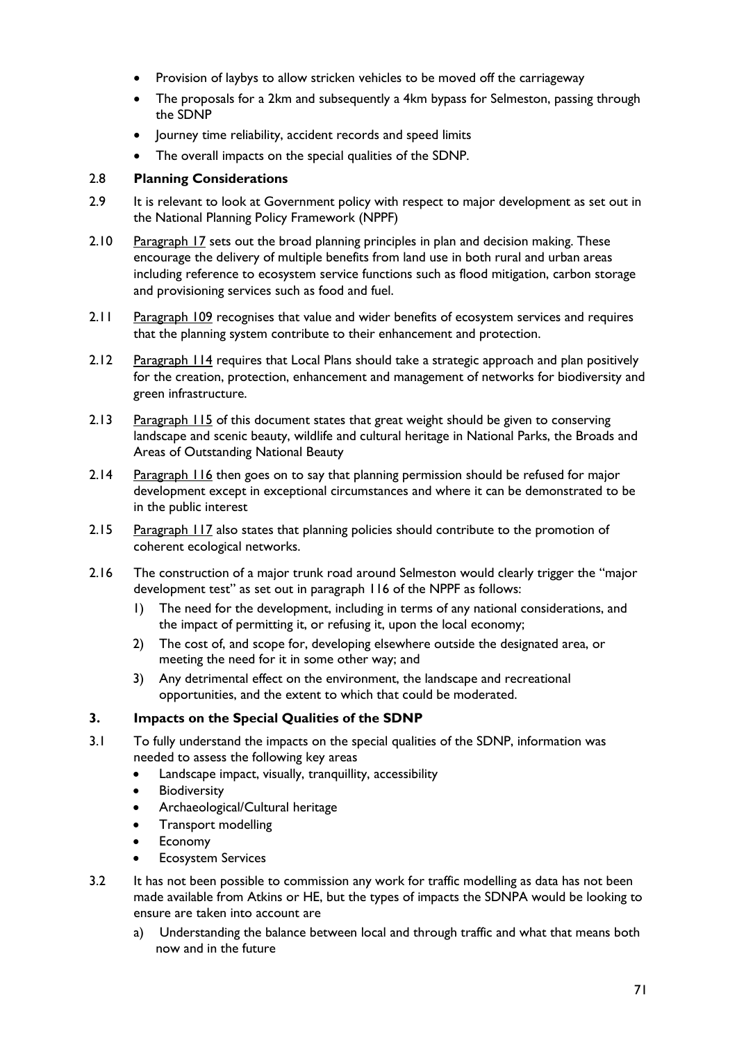- Provision of laybys to allow stricken vehicles to be moved off the carriageway
- The proposals for a 2km and subsequently a 4km bypass for Selmeston, passing through the SDNP
- Journey time reliability, accident records and speed limits
- The overall impacts on the special qualities of the SDNP.

2.8 **Planning Considerations**

2.9 It is relevant to look at Government policy with respect to major development as set out in the National Planning Policy Framework (NPPF)

2.10 Paragraph 17 sets out the broad planning principles in plan and decision making. These encourage the delivery of multiple benefits from land use in both rural and urban areas including reference to ecosystem service functions such as flood mitigation, carbon storage and provisioning services such as food and fuel.

2.11 Paragraph 109 recognises that value and wider benefits of ecosystem services and requires that the planning system contribute to their enhancement and protection.

2.12 Paragraph 114 requires that Local Plans should take a strategic approach and plan positively for the creation, protection, enhancement and management of networks for biodiversity and green infrastructure.

2.13 Paragraph 115 of this document states that great weight should be given to conserving landscape and scenic beauty, wildlife and cultural heritage in National Parks, the Broads and Areas of Outstanding National Beauty

2.14 Paragraph 116 then goes on to say that planning permission should be refused for major development except in exceptional circumstances and where it can be demonstrated to be in the public interest

2.15 Paragraph 117 also states that planning policies should contribute to the promotion of coherent ecological networks.

2.16 The construction of a major trunk road around Selmeston would clearly trigger the "major development test" as set out in paragraph 116 of the NPPF as follows:

1) The need for the development, including in terms of any national considerations, and the impact of permitting it, or refusing it, upon the local economy;
2) The cost of, and scope for, developing elsewhere outside the designated area, or meeting the need for it in some other way; and
3) Any detrimental effect on the environment, the landscape and recreational opportunities, and the extent to which that could be moderated.

## 3. Impacts on the Special Qualities of the SDNP

3.1 To fully understand the impacts on the special qualities of the SDNP, information was needed to assess the following key areas

- Landscape impact, visually, tranquillity, accessibility
- Biodiversity
- Archaeological/Cultural heritage
- Transport modelling
- Economy
- Ecosystem Services

3.2 It has not been possible to commission any work for traffic modelling as data has not been made available from Atkins or HE, but the types of impacts the SDNPA would be looking to ensure are taken into account are

a) Understanding the balance between local and through traffic and what that means both now and in the future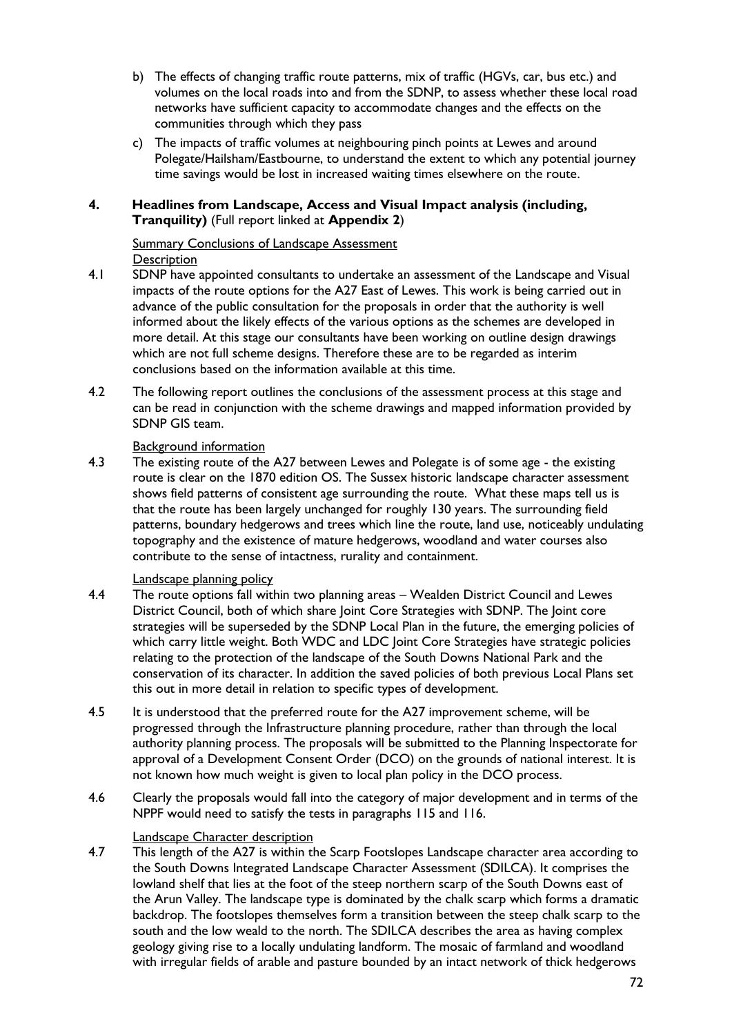b) The effects of changing traffic route patterns, mix of traffic (HGVs, car, bus etc.) and volumes on the local roads into and from the SDNP, to assess whether these local road networks have sufficient capacity to accommodate changes and the effects on the communities through which they pass

c) The impacts of traffic volumes at neighbouring pinch points at Lewes and around Polegate/Hailsham/Eastbourne, to understand the extent to which any potential journey time savings would be lost in increased waiting times elsewhere on the route.

## 4. Headlines from Landscape, Access and Visual Impact analysis (including, Tranquility) (Full report linked at **Appendix 2**)

Summary Conclusions of Landscape Assessment

Description

4.1 SDNP have appointed consultants to undertake an assessment of the Landscape and Visual impacts of the route options for the A27 East of Lewes. This work is being carried out in advance of the public consultation for the proposals in order that the authority is well informed about the likely effects of the various options as the schemes are developed in more detail. At this stage our consultants have been working on outline design drawings which are not full scheme designs. Therefore these are to be regarded as interim conclusions based on the information available at this time.

4.2 The following report outlines the conclusions of the assessment process at this stage and can be read in conjunction with the scheme drawings and mapped information provided by SDNP GIS team.

Background information

4.3 The existing route of the A27 between Lewes and Polegate is of some age - the existing route is clear on the 1870 edition OS. The Sussex historic landscape character assessment shows field patterns of consistent age surrounding the route. What these maps tell us is that the route has been largely unchanged for roughly 130 years. The surrounding field patterns, boundary hedgerows and trees which line the route, land use, noticeably undulating topography and the existence of mature hedgerows, woodland and water courses also contribute to the sense of intactness, rurality and containment.

Landscape planning policy

4.4 The route options fall within two planning areas – Wealden District Council and Lewes District Council, both of which share Joint Core Strategies with SDNP. The Joint core strategies will be superseded by the SDNP Local Plan in the future, the emerging policies of which carry little weight. Both WDC and LDC Joint Core Strategies have strategic policies relating to the protection of the landscape of the South Downs National Park and the conservation of its character. In addition the saved policies of both previous Local Plans set this out in more detail in relation to specific types of development.

4.5 It is understood that the preferred route for the A27 improvement scheme, will be progressed through the Infrastructure planning procedure, rather than through the local authority planning process. The proposals will be submitted to the Planning Inspectorate for approval of a Development Consent Order (DCO) on the grounds of national interest. It is not known how much weight is given to local plan policy in the DCO process.

4.6 Clearly the proposals would fall into the category of major development and in terms of the NPPF would need to satisfy the tests in paragraphs 115 and 116.

Landscape Character description

4.7 This length of the A27 is within the Scarp Footslopes Landscape character area according to the South Downs Integrated Landscape Character Assessment (SDILCA). It comprises the lowland shelf that lies at the foot of the steep northern scarp of the South Downs east of the Arun Valley. The landscape type is dominated by the chalk scarp which forms a dramatic backdrop. The footslopes themselves form a transition between the steep chalk scarp to the south and the low weald to the north. The SDILCA describes the area as having complex geology giving rise to a locally undulating landform. The mosaic of farmland and woodland with irregular fields of arable and pasture bounded by an intact network of thick hedgerows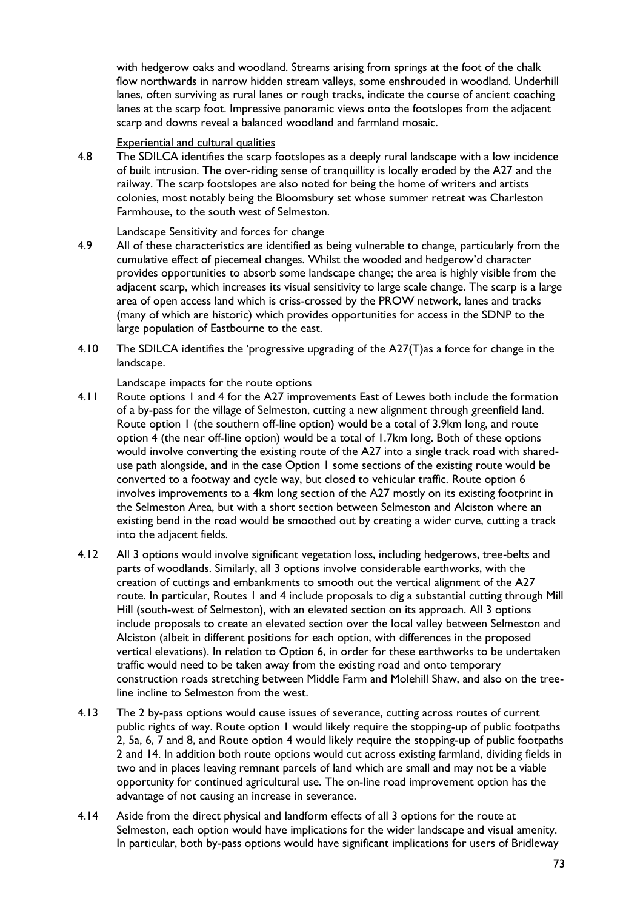with hedgerow oaks and woodland. Streams arising from springs at the foot of the chalk flow northwards in narrow hidden stream valleys, some enshrouded in woodland. Underhill lanes, often surviving as rural lanes or rough tracks, indicate the course of ancient coaching lanes at the scarp foot. Impressive panoramic views onto the footslopes from the adjacent scarp and downs reveal a balanced woodland and farmland mosaic.

Experiential and cultural qualities

4.8 The SDILCA identifies the scarp footslopes as a deeply rural landscape with a low incidence of built intrusion. The over-riding sense of tranquillity is locally eroded by the A27 and the railway. The scarp footslopes are also noted for being the home of writers and artists colonies, most notably being the Bloomsbury set whose summer retreat was Charleston Farmhouse, to the south west of Selmeston.

Landscape Sensitivity and forces for change

4.9 All of these characteristics are identified as being vulnerable to change, particularly from the cumulative effect of piecemeal changes. Whilst the wooded and hedgerow'd character provides opportunities to absorb some landscape change; the area is highly visible from the adjacent scarp, which increases its visual sensitivity to large scale change. The scarp is a large area of open access land which is criss-crossed by the PROW network, lanes and tracks (many of which are historic) which provides opportunities for access in the SDNP to the large population of Eastbourne to the east.

4.10 The SDILCA identifies the 'progressive upgrading of the A27(T)as a force for change in the landscape.

Landscape impacts for the route options

4.11 Route options 1 and 4 for the A27 improvements East of Lewes both include the formation of a by-pass for the village of Selmeston, cutting a new alignment through greenfield land. Route option 1 (the southern off-line option) would be a total of 3.9km long, and route option 4 (the near off-line option) would be a total of 1.7km long. Both of these options would involve converting the existing route of the A27 into a single track road with shared-use path alongside, and in the case Option 1 some sections of the existing route would be converted to a footway and cycle way, but closed to vehicular traffic. Route option 6 involves improvements to a 4km long section of the A27 mostly on its existing footprint in the Selmeston Area, but with a short section between Selmeston and Alciston where an existing bend in the road would be smoothed out by creating a wider curve, cutting a track into the adjacent fields.

4.12 All 3 options would involve significant vegetation loss, including hedgerows, tree-belts and parts of woodlands. Similarly, all 3 options involve considerable earthworks, with the creation of cuttings and embankments to smooth out the vertical alignment of the A27 route. In particular, Routes 1 and 4 include proposals to dig a substantial cutting through Mill Hill (south-west of Selmeston), with an elevated section on its approach. All 3 options include proposals to create an elevated section over the local valley between Selmeston and Alciston (albeit in different positions for each option, with differences in the proposed vertical elevations). In relation to Option 6, in order for these earthworks to be undertaken traffic would need to be taken away from the existing road and onto temporary construction roads stretching between Middle Farm and Molehill Shaw, and also on the tree-line incline to Selmeston from the west.

4.13 The 2 by-pass options would cause issues of severance, cutting across routes of current public rights of way. Route option 1 would likely require the stopping-up of public footpaths 2, 5a, 6, 7 and 8, and Route option 4 would likely require the stopping-up of public footpaths 2 and 14. In addition both route options would cut across existing farmland, dividing fields in two and in places leaving remnant parcels of land which are small and may not be a viable opportunity for continued agricultural use. The on-line road improvement option has the advantage of not causing an increase in severance.

4.14 Aside from the direct physical and landform effects of all 3 options for the route at Selmeston, each option would have implications for the wider landscape and visual amenity. In particular, both by-pass options would have significant implications for users of Bridleway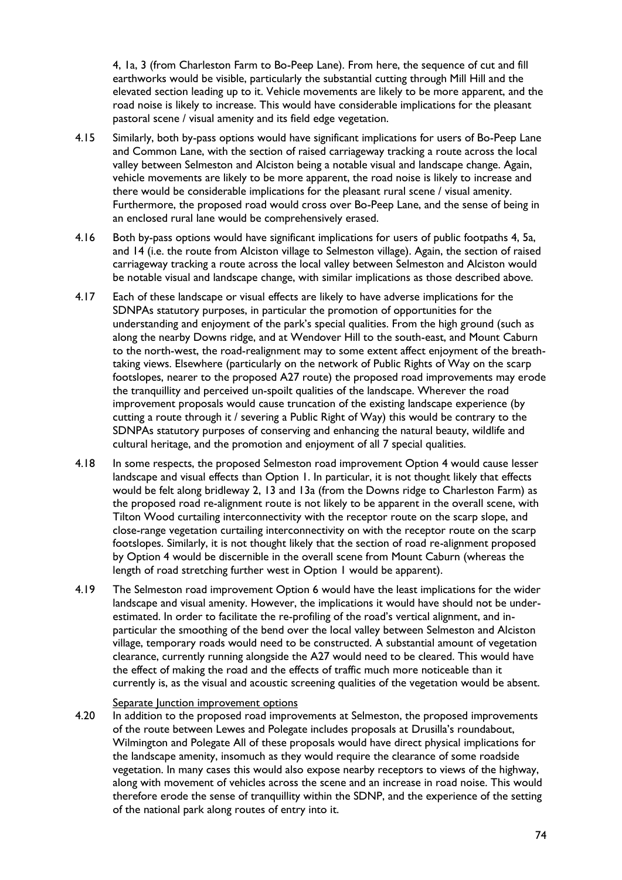4, 1a, 3 (from Charleston Farm to Bo-Peep Lane). From here, the sequence of cut and fill earthworks would be visible, particularly the substantial cutting through Mill Hill and the elevated section leading up to it. Vehicle movements are likely to be more apparent, and the road noise is likely to increase. This would have considerable implications for the pleasant pastoral scene / visual amenity and its field edge vegetation.

4.15 Similarly, both by-pass options would have significant implications for users of Bo-Peep Lane and Common Lane, with the section of raised carriageway tracking a route across the local valley between Selmeston and Alciston being a notable visual and landscape change. Again, vehicle movements are likely to be more apparent, the road noise is likely to increase and there would be considerable implications for the pleasant rural scene / visual amenity. Furthermore, the proposed road would cross over Bo-Peep Lane, and the sense of being in an enclosed rural lane would be comprehensively erased.

4.16 Both by-pass options would have significant implications for users of public footpaths 4, 5a, and 14 (i.e. the route from Alciston village to Selmeston village). Again, the section of raised carriageway tracking a route across the local valley between Selmeston and Alciston would be notable visual and landscape change, with similar implications as those described above.

4.17 Each of these landscape or visual effects are likely to have adverse implications for the SDNPAs statutory purposes, in particular the promotion of opportunities for the understanding and enjoyment of the park's special qualities. From the high ground (such as along the nearby Downs ridge, and at Wendover Hill to the south-east, and Mount Caburn to the north-west, the road-realignment may to some extent affect enjoyment of the breath-taking views. Elsewhere (particularly on the network of Public Rights of Way on the scarp footslopes, nearer to the proposed A27 route) the proposed road improvements may erode the tranquillity and perceived un-spoilt qualities of the landscape. Wherever the road improvement proposals would cause truncation of the existing landscape experience (by cutting a route through it / severing a Public Right of Way) this would be contrary to the SDNPAs statutory purposes of conserving and enhancing the natural beauty, wildlife and cultural heritage, and the promotion and enjoyment of all 7 special qualities.

4.18 In some respects, the proposed Selmeston road improvement Option 4 would cause lesser landscape and visual effects than Option 1. In particular, it is not thought likely that effects would be felt along bridleway 2, 13 and 13a (from the Downs ridge to Charleston Farm) as the proposed road re-alignment route is not likely to be apparent in the overall scene, with Tilton Wood curtailing interconnectivity with the receptor route on the scarp slope, and close-range vegetation curtailing interconnectivity on with the receptor route on the scarp footslopes. Similarly, it is not thought likely that the section of road re-alignment proposed by Option 4 would be discernible in the overall scene from Mount Caburn (whereas the length of road stretching further west in Option 1 would be apparent).

4.19 The Selmeston road improvement Option 6 would have the least implications for the wider landscape and visual amenity. However, the implications it would have should not be under-estimated. In order to facilitate the re-profiling of the road's vertical alignment, and in-particular the smoothing of the bend over the local valley between Selmeston and Alciston village, temporary roads would need to be constructed. A substantial amount of vegetation clearance, currently running alongside the A27 would need to be cleared. This would have the effect of making the road and the effects of traffic much more noticeable than it currently is, as the visual and acoustic screening qualities of the vegetation would be absent.

Separate Junction improvement options

4.20 In addition to the proposed road improvements at Selmeston, the proposed improvements of the route between Lewes and Polegate includes proposals at Drusilla's roundabout, Wilmington and Polegate All of these proposals would have direct physical implications for the landscape amenity, insomuch as they would require the clearance of some roadside vegetation. In many cases this would also expose nearby receptors to views of the highway, along with movement of vehicles across the scene and an increase in road noise. This would therefore erode the sense of tranquillity within the SDNP, and the experience of the setting of the national park along routes of entry into it.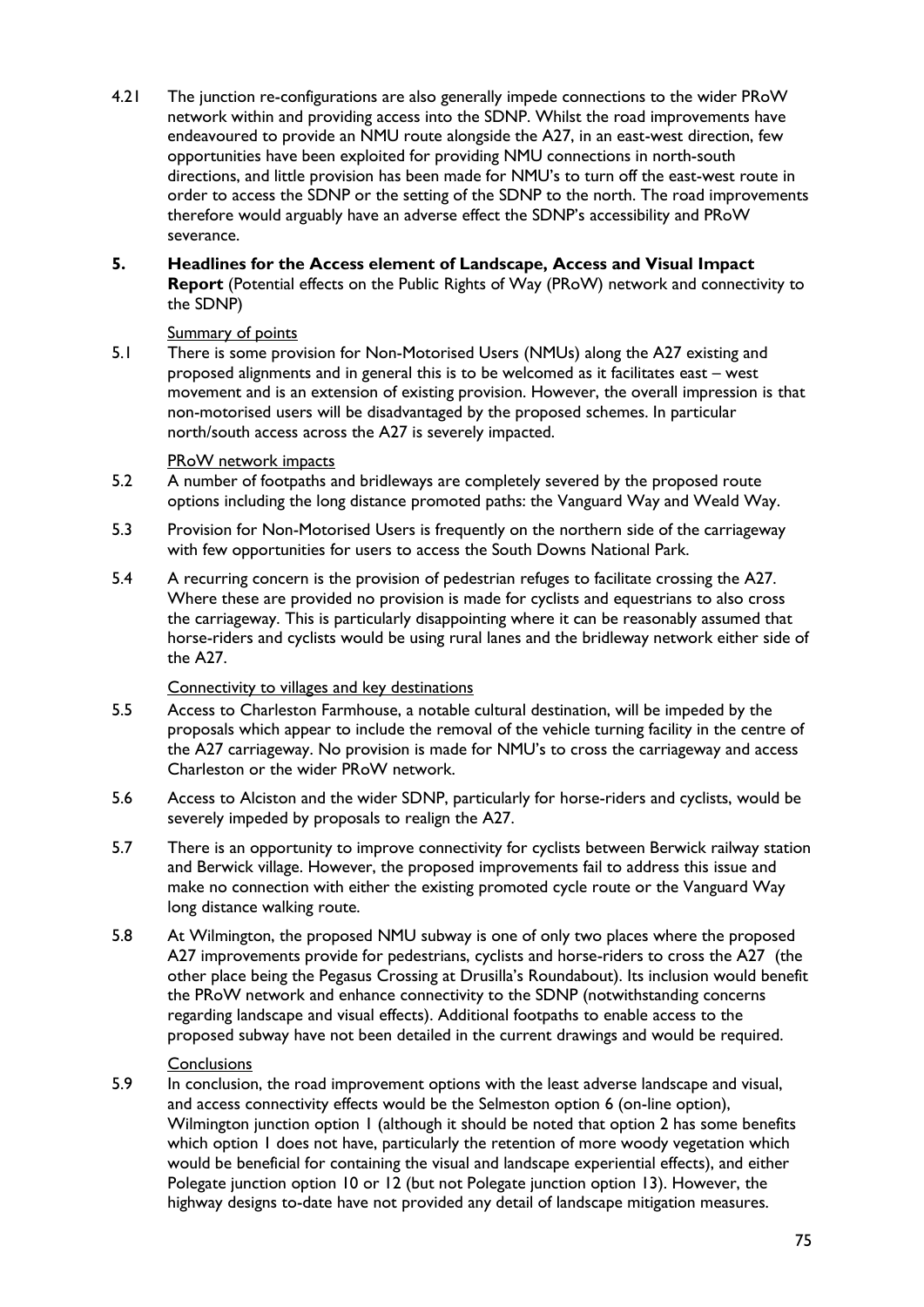4.21 The junction re-configurations are also generally impede connections to the wider PRoW network within and providing access into the SDNP. Whilst the road improvements have endeavoured to provide an NMU route alongside the A27, in an east-west direction, few opportunities have been exploited for providing NMU connections in north-south directions, and little provision has been made for NMU's to turn off the east-west route in order to access the SDNP or the setting of the SDNP to the north. The road improvements therefore would arguably have an adverse effect the SDNP's accessibility and PRoW severance.

## 5. Headlines for the Access element of Landscape, Access and Visual Impact Report (Potential effects on the Public Rights of Way (PRoW) network and connectivity to the SDNP)

Summary of points

5.1 There is some provision for Non-Motorised Users (NMUs) along the A27 existing and proposed alignments and in general this is to be welcomed as it facilitates east – west movement and is an extension of existing provision. However, the overall impression is that non-motorised users will be disadvantaged by the proposed schemes. In particular north/south access across the A27 is severely impacted.

PRoW network impacts

5.2 A number of footpaths and bridleways are completely severed by the proposed route options including the long distance promoted paths: the Vanguard Way and Weald Way.

5.3 Provision for Non-Motorised Users is frequently on the northern side of the carriageway with few opportunities for users to access the South Downs National Park.

5.4 A recurring concern is the provision of pedestrian refuges to facilitate crossing the A27. Where these are provided no provision is made for cyclists and equestrians to also cross the carriageway. This is particularly disappointing where it can be reasonably assumed that horse-riders and cyclists would be using rural lanes and the bridleway network either side of the A27.

Connectivity to villages and key destinations

5.5 Access to Charleston Farmhouse, a notable cultural destination, will be impeded by the proposals which appear to include the removal of the vehicle turning facility in the centre of the A27 carriageway. No provision is made for NMU's to cross the carriageway and access Charleston or the wider PRoW network.

5.6 Access to Alciston and the wider SDNP, particularly for horse-riders and cyclists, would be severely impeded by proposals to realign the A27.

5.7 There is an opportunity to improve connectivity for cyclists between Berwick railway station and Berwick village. However, the proposed improvements fail to address this issue and make no connection with either the existing promoted cycle route or the Vanguard Way long distance walking route.

5.8 At Wilmington, the proposed NMU subway is one of only two places where the proposed A27 improvements provide for pedestrians, cyclists and horse-riders to cross the A27 (the other place being the Pegasus Crossing at Drusilla's Roundabout). Its inclusion would benefit the PRoW network and enhance connectivity to the SDNP (notwithstanding concerns regarding landscape and visual effects). Additional footpaths to enable access to the proposed subway have not been detailed in the current drawings and would be required.

Conclusions

5.9 In conclusion, the road improvement options with the least adverse landscape and visual, and access connectivity effects would be the Selmeston option 6 (on-line option), Wilmington junction option 1 (although it should be noted that option 2 has some benefits which option 1 does not have, particularly the retention of more woody vegetation which would be beneficial for containing the visual and landscape experiential effects), and either Polegate junction option 10 or 12 (but not Polegate junction option 13). However, the highway designs to-date have not provided any detail of landscape mitigation measures.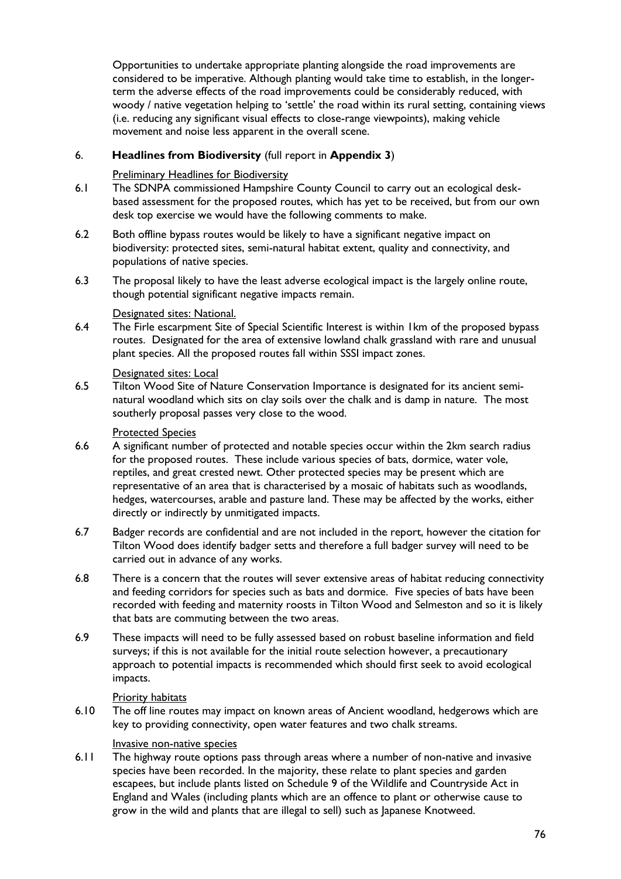Opportunities to undertake appropriate planting alongside the road improvements are considered to be imperative. Although planting would take time to establish, in the longer-term the adverse effects of the road improvements could be considerably reduced, with woody / native vegetation helping to 'settle' the road within its rural setting, containing views (i.e. reducing any significant visual effects to close-range viewpoints), making vehicle movement and noise less apparent in the overall scene.

## 6. **Headlines from Biodiversity** (full report in **Appendix 3**)

Preliminary Headlines for Biodiversity

6.1 The SDNPA commissioned Hampshire County Council to carry out an ecological desk-based assessment for the proposed routes, which has yet to be received, but from our own desk top exercise we would have the following comments to make.

6.2 Both offline bypass routes would be likely to have a significant negative impact on biodiversity: protected sites, semi-natural habitat extent, quality and connectivity, and populations of native species.

6.3 The proposal likely to have the least adverse ecological impact is the largely online route, though potential significant negative impacts remain.

Designated sites: National.

6.4 The Firle escarpment Site of Special Scientific Interest is within 1km of the proposed bypass routes. Designated for the area of extensive lowland chalk grassland with rare and unusual plant species. All the proposed routes fall within SSSI impact zones.

Designated sites: Local

6.5 Tilton Wood Site of Nature Conservation Importance is designated for its ancient semi-natural woodland which sits on clay soils over the chalk and is damp in nature. The most southerly proposal passes very close to the wood.

Protected Species

6.6 A significant number of protected and notable species occur within the 2km search radius for the proposed routes. These include various species of bats, dormice, water vole, reptiles, and great crested newt. Other protected species may be present which are representative of an area that is characterised by a mosaic of habitats such as woodlands, hedges, watercourses, arable and pasture land. These may be affected by the works, either directly or indirectly by unmitigated impacts.

6.7 Badger records are confidential and are not included in the report, however the citation for Tilton Wood does identify badger setts and therefore a full badger survey will need to be carried out in advance of any works.

6.8 There is a concern that the routes will sever extensive areas of habitat reducing connectivity and feeding corridors for species such as bats and dormice. Five species of bats have been recorded with feeding and maternity roosts in Tilton Wood and Selmeston and so it is likely that bats are commuting between the two areas.

6.9 These impacts will need to be fully assessed based on robust baseline information and field surveys; if this is not available for the initial route selection however, a precautionary approach to potential impacts is recommended which should first seek to avoid ecological impacts.

Priority habitats

6.10 The off line routes may impact on known areas of Ancient woodland, hedgerows which are key to providing connectivity, open water features and two chalk streams.

Invasive non-native species

6.11 The highway route options pass through areas where a number of non-native and invasive species have been recorded. In the majority, these relate to plant species and garden escapees, but include plants listed on Schedule 9 of the Wildlife and Countryside Act in England and Wales (including plants which are an offence to plant or otherwise cause to grow in the wild and plants that are illegal to sell) such as Japanese Knotweed.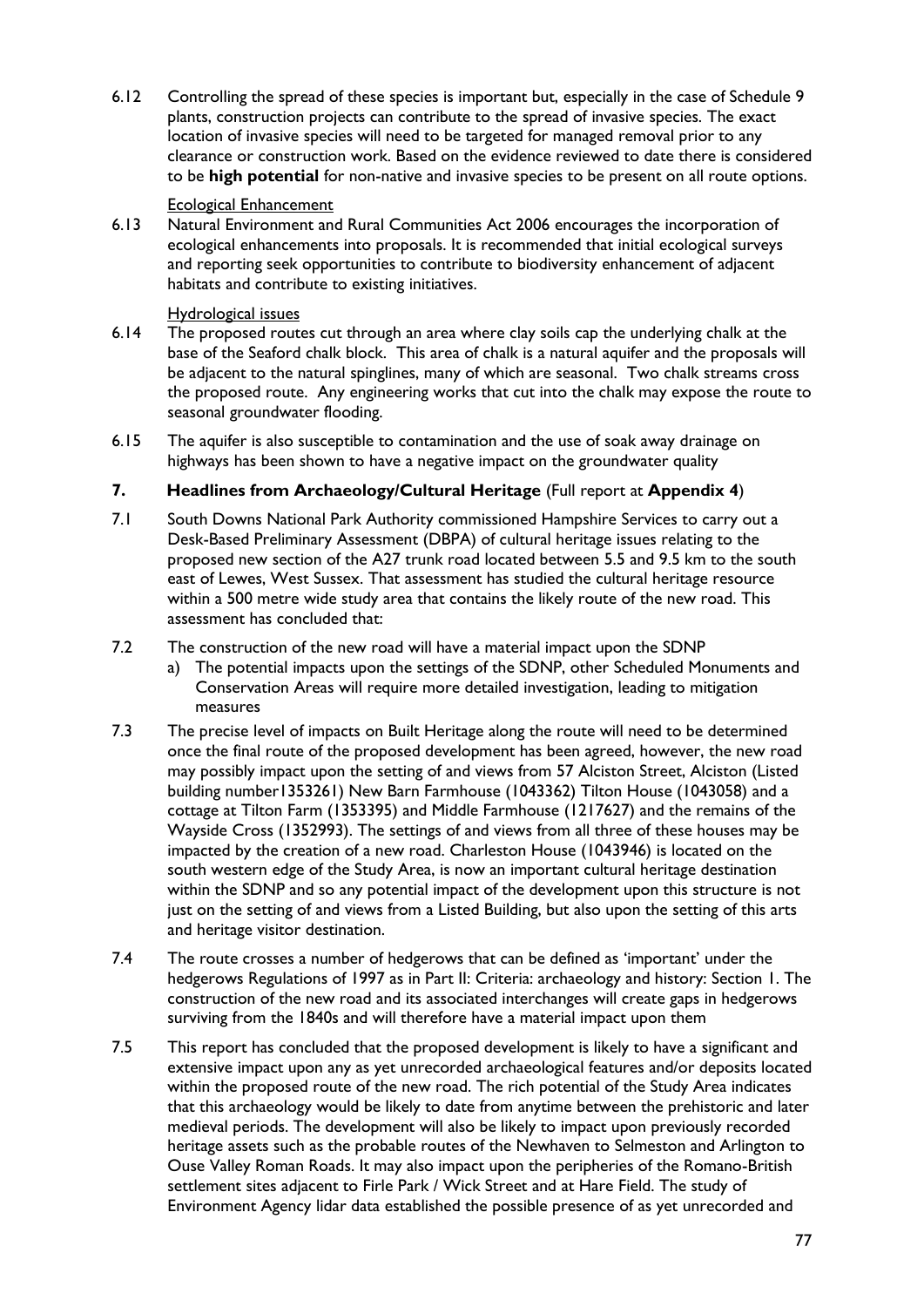6.12 Controlling the spread of these species is important but, especially in the case of Schedule 9 plants, construction projects can contribute to the spread of invasive species. The exact location of invasive species will need to be targeted for managed removal prior to any clearance or construction work. Based on the evidence reviewed to date there is considered to be **high potential** for non-native and invasive species to be present on all route options.

Ecological Enhancement

6.13 Natural Environment and Rural Communities Act 2006 encourages the incorporation of ecological enhancements into proposals. It is recommended that initial ecological surveys and reporting seek opportunities to contribute to biodiversity enhancement of adjacent habitats and contribute to existing initiatives.

Hydrological issues

6.14 The proposed routes cut through an area where clay soils cap the underlying chalk at the base of the Seaford chalk block. This area of chalk is a natural aquifer and the proposals will be adjacent to the natural spinglines, many of which are seasonal. Two chalk streams cross the proposed route. Any engineering works that cut into the chalk may expose the route to seasonal groundwater flooding.

6.15 The aquifer is also susceptible to contamination and the use of soak away drainage on highways has been shown to have a negative impact on the groundwater quality

## 7. Headlines from Archaeology/Cultural Heritage (Full report at **Appendix 4**)

7.1 South Downs National Park Authority commissioned Hampshire Services to carry out a Desk-Based Preliminary Assessment (DBPA) of cultural heritage issues relating to the proposed new section of the A27 trunk road located between 5.5 and 9.5 km to the south east of Lewes, West Sussex. That assessment has studied the cultural heritage resource within a 500 metre wide study area that contains the likely route of the new road. This assessment has concluded that:

7.2 The construction of the new road will have a material impact upon the SDNP

a) The potential impacts upon the settings of the SDNP, other Scheduled Monuments and Conservation Areas will require more detailed investigation, leading to mitigation measures

7.3 The precise level of impacts on Built Heritage along the route will need to be determined once the final route of the proposed development has been agreed, however, the new road may possibly impact upon the setting of and views from 57 Alciston Street, Alciston (Listed building number1353261) New Barn Farmhouse (1043362) Tilton House (1043058) and a cottage at Tilton Farm (1353395) and Middle Farmhouse (1217627) and the remains of the Wayside Cross (1352993). The settings of and views from all three of these houses may be impacted by the creation of a new road. Charleston House (1043946) is located on the south western edge of the Study Area, is now an important cultural heritage destination within the SDNP and so any potential impact of the development upon this structure is not just on the setting of and views from a Listed Building, but also upon the setting of this arts and heritage visitor destination.

7.4 The route crosses a number of hedgerows that can be defined as 'important' under the hedgerows Regulations of 1997 as in Part II: Criteria: archaeology and history: Section 1. The construction of the new road and its associated interchanges will create gaps in hedgerows surviving from the 1840s and will therefore have a material impact upon them

7.5 This report has concluded that the proposed development is likely to have a significant and extensive impact upon any as yet unrecorded archaeological features and/or deposits located within the proposed route of the new road. The rich potential of the Study Area indicates that this archaeology would be likely to date from anytime between the prehistoric and later medieval periods. The development will also be likely to impact upon previously recorded heritage assets such as the probable routes of the Newhaven to Selmeston and Arlington to Ouse Valley Roman Roads. It may also impact upon the peripheries of the Romano-British settlement sites adjacent to Firle Park / Wick Street and at Hare Field. The study of Environment Agency lidar data established the possible presence of as yet unrecorded and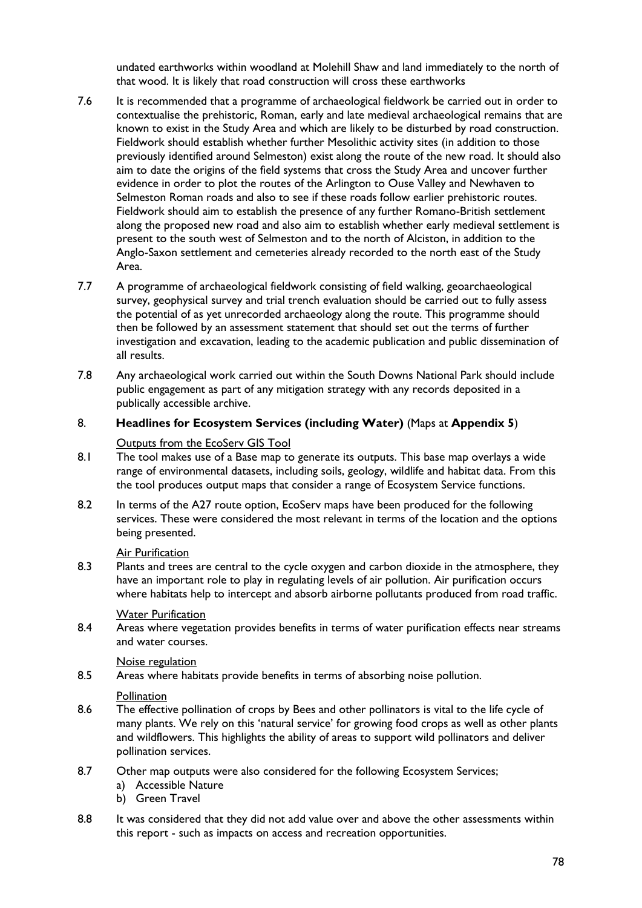undated earthworks within woodland at Molehill Shaw and land immediately to the north of that wood. It is likely that road construction will cross these earthworks

7.6 It is recommended that a programme of archaeological fieldwork be carried out in order to contextualise the prehistoric, Roman, early and late medieval archaeological remains that are known to exist in the Study Area and which are likely to be disturbed by road construction. Fieldwork should establish whether further Mesolithic activity sites (in addition to those previously identified around Selmeston) exist along the route of the new road. It should also aim to date the origins of the field systems that cross the Study Area and uncover further evidence in order to plot the routes of the Arlington to Ouse Valley and Newhaven to Selmeston Roman roads and also to see if these roads follow earlier prehistoric routes. Fieldwork should aim to establish the presence of any further Romano-British settlement along the proposed new road and also aim to establish whether early medieval settlement is present to the south west of Selmeston and to the north of Alciston, in addition to the Anglo-Saxon settlement and cemeteries already recorded to the north east of the Study Area.

7.7 A programme of archaeological fieldwork consisting of field walking, geoarchaeological survey, geophysical survey and trial trench evaluation should be carried out to fully assess the potential of as yet unrecorded archaeology along the route. This programme should then be followed by an assessment statement that should set out the terms of further investigation and excavation, leading to the academic publication and public dissemination of all results.

7.8 Any archaeological work carried out within the South Downs National Park should include public engagement as part of any mitigation strategy with any records deposited in a publically accessible archive.

## 8. **Headlines for Ecosystem Services (including Water)** (Maps at **Appendix 5**)

Outputs from the EcoServ GIS Tool

8.1 The tool makes use of a Base map to generate its outputs. This base map overlays a wide range of environmental datasets, including soils, geology, wildlife and habitat data. From this the tool produces output maps that consider a range of Ecosystem Service functions.

8.2 In terms of the A27 route option, EcoServ maps have been produced for the following services. These were considered the most relevant in terms of the location and the options being presented.

Air Purification

8.3 Plants and trees are central to the cycle oxygen and carbon dioxide in the atmosphere, they have an important role to play in regulating levels of air pollution. Air purification occurs where habitats help to intercept and absorb airborne pollutants produced from road traffic.

Water Purification

8.4 Areas where vegetation provides benefits in terms of water purification effects near streams and water courses.

Noise regulation

8.5 Areas where habitats provide benefits in terms of absorbing noise pollution.

Pollination

8.6 The effective pollination of crops by Bees and other pollinators is vital to the life cycle of many plants. We rely on this 'natural service' for growing food crops as well as other plants and wildflowers. This highlights the ability of areas to support wild pollinators and deliver pollination services.

8.7 Other map outputs were also considered for the following Ecosystem Services;

a) Accessible Nature
b) Green Travel

8.8 It was considered that they did not add value over and above the other assessments within this report - such as impacts on access and recreation opportunities.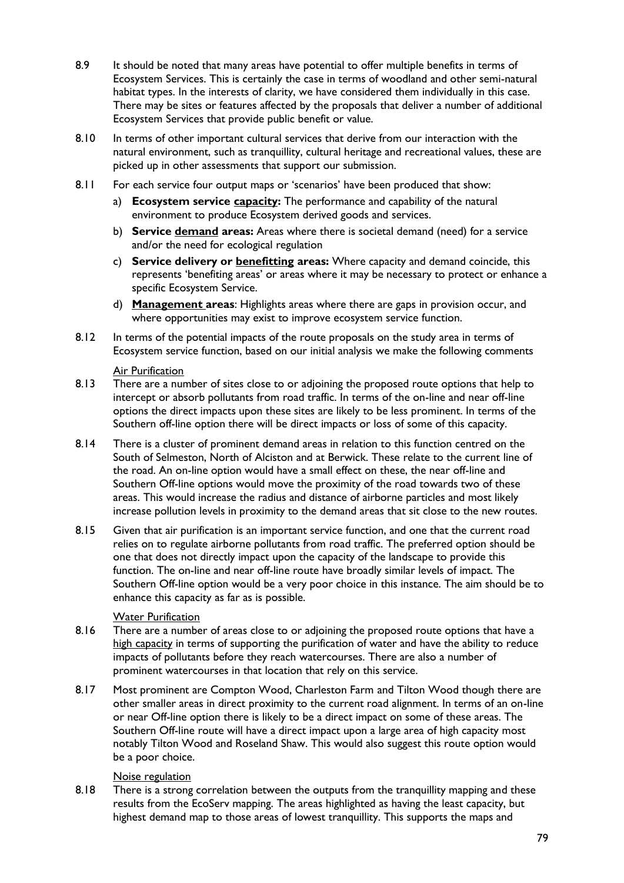8.9 It should be noted that many areas have potential to offer multiple benefits in terms of Ecosystem Services. This is certainly the case in terms of woodland and other semi-natural habitat types. In the interests of clarity, we have considered them individually in this case. There may be sites or features affected by the proposals that deliver a number of additional Ecosystem Services that provide public benefit or value.

8.10 In terms of other important cultural services that derive from our interaction with the natural environment, such as tranquillity, cultural heritage and recreational values, these are picked up in other assessments that support our submission.

8.11 For each service four output maps or 'scenarios' have been produced that show:

a) **Ecosystem service <u>capacity</u>:** The performance and capability of the natural environment to produce Ecosystem derived goods and services.

b) **Service <u>demand</u> areas:** Areas where there is societal demand (need) for a service and/or the need for ecological regulation

c) **Service delivery or <u>benefitting</u> areas:** Where capacity and demand coincide, this represents 'benefiting areas' or areas where it may be necessary to protect or enhance a specific Ecosystem Service.

d) **<u>Management</u> areas**: Highlights areas where there are gaps in provision occur, and where opportunities may exist to improve ecosystem service function.

8.12 In terms of the potential impacts of the route proposals on the study area in terms of Ecosystem service function, based on our initial analysis we make the following comments

<u>Air Purification</u>

8.13 There are a number of sites close to or adjoining the proposed route options that help to intercept or absorb pollutants from road traffic. In terms of the on-line and near off-line options the direct impacts upon these sites are likely to be less prominent. In terms of the Southern off-line option there will be direct impacts or loss of some of this capacity.

8.14 There is a cluster of prominent demand areas in relation to this function centred on the South of Selmeston, North of Alciston and at Berwick. These relate to the current line of the road. An on-line option would have a small effect on these, the near off-line and Southern Off-line options would move the proximity of the road towards two of these areas. This would increase the radius and distance of airborne particles and most likely increase pollution levels in proximity to the demand areas that sit close to the new routes.

8.15 Given that air purification is an important service function, and one that the current road relies on to regulate airborne pollutants from road traffic. The preferred option should be one that does not directly impact upon the capacity of the landscape to provide this function. The on-line and near off-line route have broadly similar levels of impact. The Southern Off-line option would be a very poor choice in this instance. The aim should be to enhance this capacity as far as is possible.

<u>Water Purification</u>

8.16 There are a number of areas close to or adjoining the proposed route options that have a <u>high capacity</u> in terms of supporting the purification of water and have the ability to reduce impacts of pollutants before they reach watercourses. There are also a number of prominent watercourses in that location that rely on this service.

8.17 Most prominent are Compton Wood, Charleston Farm and Tilton Wood though there are other smaller areas in direct proximity to the current road alignment. In terms of an on-line or near Off-line option there is likely to be a direct impact on some of these areas. The Southern Off-line route will have a direct impact upon a large area of high capacity most notably Tilton Wood and Roseland Shaw. This would also suggest this route option would be a poor choice.

<u>Noise regulation</u>

8.18 There is a strong correlation between the outputs from the tranquillity mapping and these results from the EcoServ mapping. The areas highlighted as having the least capacity, but highest demand map to those areas of lowest tranquillity. This supports the maps and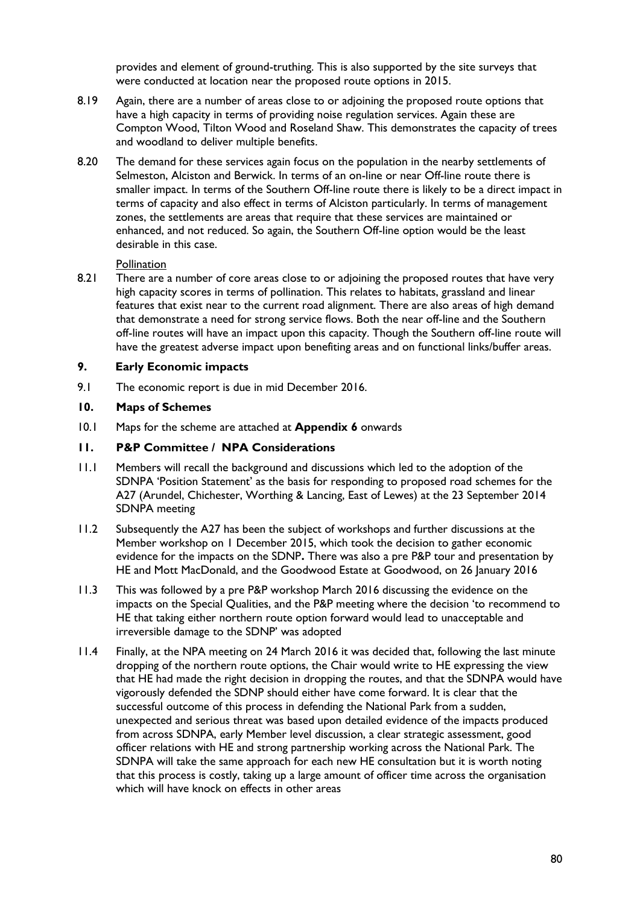provides and element of ground-truthing. This is also supported by the site surveys that were conducted at location near the proposed route options in 2015.

8.19 Again, there are a number of areas close to or adjoining the proposed route options that have a high capacity in terms of providing noise regulation services. Again these are Compton Wood, Tilton Wood and Roseland Shaw. This demonstrates the capacity of trees and woodland to deliver multiple benefits.

8.20 The demand for these services again focus on the population in the nearby settlements of Selmeston, Alciston and Berwick. In terms of an on-line or near Off-line route there is smaller impact. In terms of the Southern Off-line route there is likely to be a direct impact in terms of capacity and also effect in terms of Alciston particularly. In terms of management zones, the settlements are areas that require that these services are maintained or enhanced, and not reduced. So again, the Southern Off-line option would be the least desirable in this case.

Pollination

8.21 There are a number of core areas close to or adjoining the proposed routes that have very high capacity scores in terms of pollination. This relates to habitats, grassland and linear features that exist near to the current road alignment. There are also areas of high demand that demonstrate a need for strong service flows. Both the near off-line and the Southern off-line routes will have an impact upon this capacity. Though the Southern off-line route will have the greatest adverse impact upon benefiting areas and on functional links/buffer areas.

## 9. Early Economic impacts

9.1 The economic report is due in mid December 2016.

## 10. Maps of Schemes

10.1 Maps for the scheme are attached at **Appendix 6** onwards

## 11. P&P Committee / NPA Considerations

11.1 Members will recall the background and discussions which led to the adoption of the SDNPA 'Position Statement' as the basis for responding to proposed road schemes for the A27 (Arundel, Chichester, Worthing & Lancing, East of Lewes) at the 23 September 2014 SDNPA meeting

11.2 Subsequently the A27 has been the subject of workshops and further discussions at the Member workshop on 1 December 2015, which took the decision to gather economic evidence for the impacts on the SDNP**.** There was also a pre P&P tour and presentation by HE and Mott MacDonald, and the Goodwood Estate at Goodwood, on 26 January 2016

11.3 This was followed by a pre P&P workshop March 2016 discussing the evidence on the impacts on the Special Qualities, and the P&P meeting where the decision 'to recommend to HE that taking either northern route option forward would lead to unacceptable and irreversible damage to the SDNP' was adopted

11.4 Finally, at the NPA meeting on 24 March 2016 it was decided that, following the last minute dropping of the northern route options, the Chair would write to HE expressing the view that HE had made the right decision in dropping the routes, and that the SDNPA would have vigorously defended the SDNP should either have come forward. It is clear that the successful outcome of this process in defending the National Park from a sudden, unexpected and serious threat was based upon detailed evidence of the impacts produced from across SDNPA, early Member level discussion, a clear strategic assessment, good officer relations with HE and strong partnership working across the National Park. The SDNPA will take the same approach for each new HE consultation but it is worth noting that this process is costly, taking up a large amount of officer time across the organisation which will have knock on effects in other areas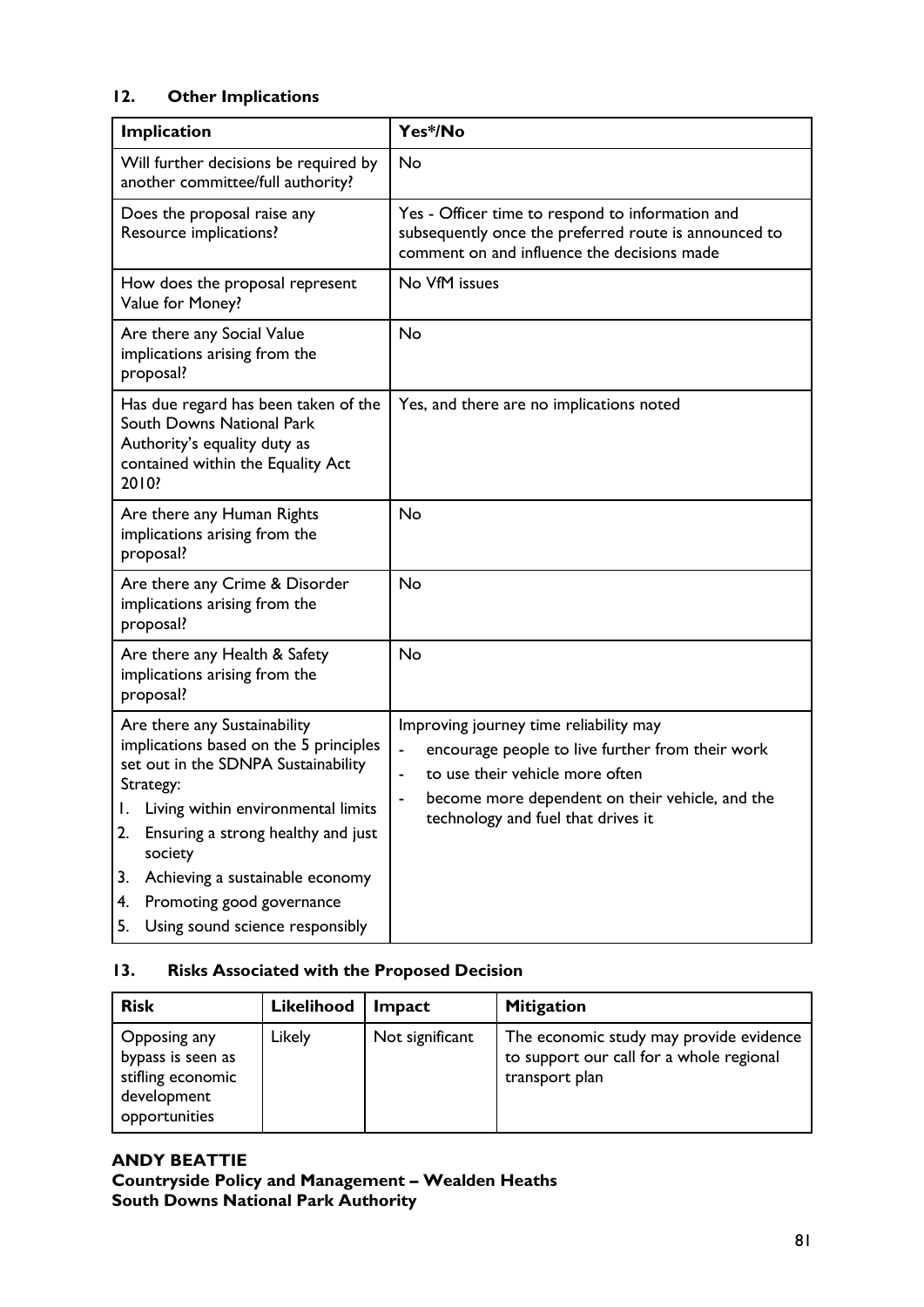## 12. Other Implications

| Implication | Yes*/No |
|---|---|
| Will further decisions be required by another committee/full authority? | No |
| Does the proposal raise any Resource implications? | Yes - Officer time to respond to information and subsequently once the preferred route is announced to comment on and influence the decisions made |
| How does the proposal represent Value for Money? | No VfM issues |
| Are there any Social Value implications arising from the proposal? | No |
| Has due regard has been taken of the South Downs National Park Authority's equality duty as contained within the Equality Act 2010? | Yes, and there are no implications noted |
| Are there any Human Rights implications arising from the proposal? | No |
| Are there any Crime & Disorder implications arising from the proposal? | No |
| Are there any Health & Safety implications arising from the proposal? | No |
| Are there any Sustainability implications based on the 5 principles set out in the SDNPA Sustainability Strategy:<br>1. Living within environmental limits<br>2. Ensuring a strong healthy and just society<br>3. Achieving a sustainable economy<br>4. Promoting good governance<br>5. Using sound science responsibly | Improving journey time reliability may<br>- encourage people to live further from their work<br>- to use their vehicle more often<br>- become more dependent on their vehicle, and the technology and fuel that drives it |

## 13. Risks Associated with the Proposed Decision

| Risk | Likelihood | Impact | Mitigation |
|---|---|---|---|
| Opposing any bypass is seen as stifling economic development opportunities | Likely | Not significant | The economic study may provide evidence to support our call for a whole regional transport plan |

**ANDY BEATTIE**
**Countryside Policy and Management – Wealden Heaths**
**South Downs National Park Authority**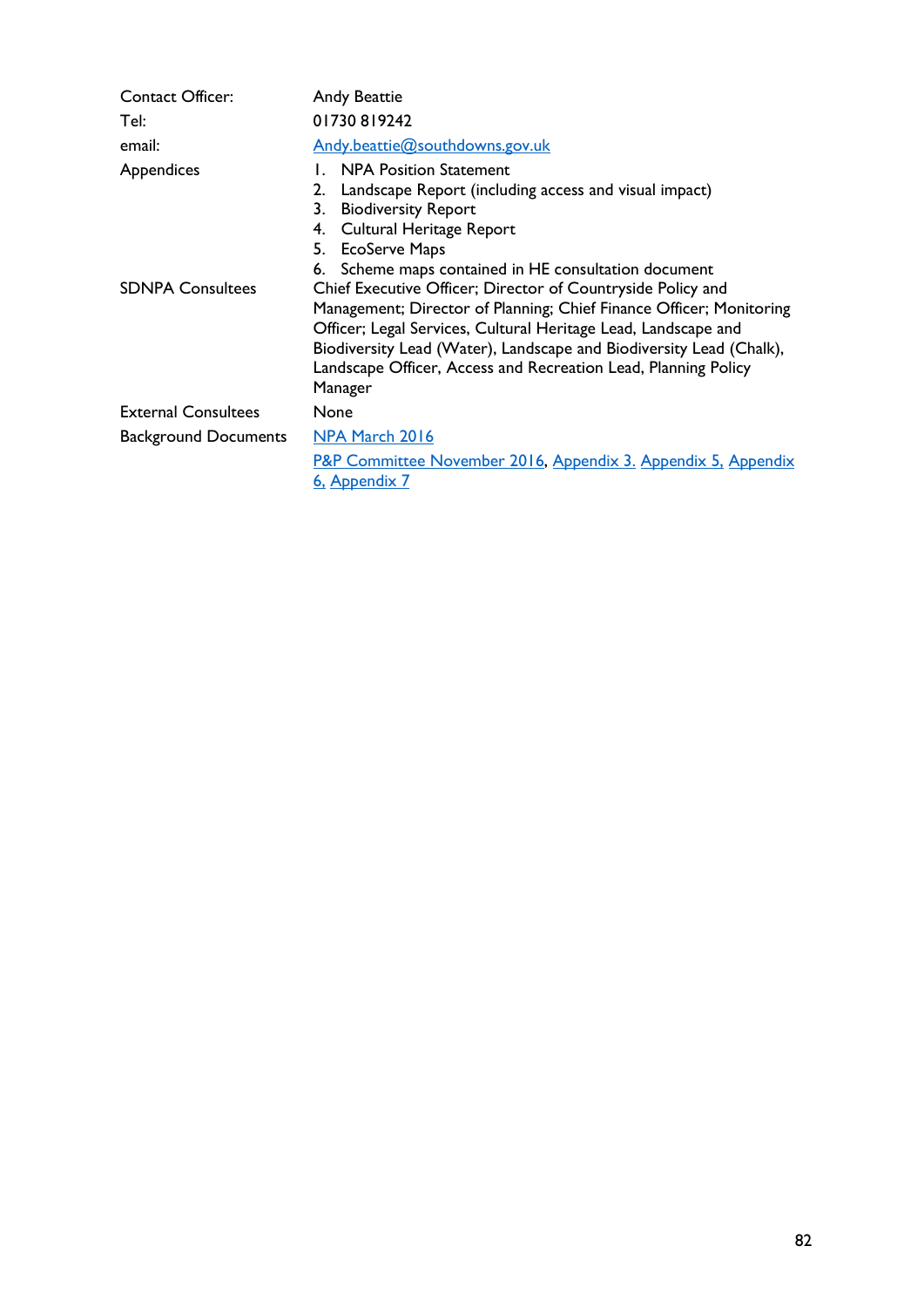| | |
|---|---|
| Contact Officer: | Andy Beattie |
| Tel: | 01730 819242 |
| email: | Andy.beattie@southdowns.gov.uk |
| Appendices | 1. NPA Position Statement<br>2. Landscape Report (including access and visual impact)<br>3. Biodiversity Report<br>4. Cultural Heritage Report<br>5. EcoServe Maps<br>6. Scheme maps contained in HE consultation document |
| SDNPA Consultees | Chief Executive Officer; Director of Countryside Policy and Management; Director of Planning; Chief Finance Officer; Monitoring Officer; Legal Services, Cultural Heritage Lead, Landscape and Biodiversity Lead (Water), Landscape and Biodiversity Lead (Chalk), Landscape Officer, Access and Recreation Lead, Planning Policy Manager |
| External Consultees | None |
| Background Documents | NPA March 2016<br>P&P Committee November 2016, Appendix 3. Appendix 5. Appendix 6. Appendix 7 |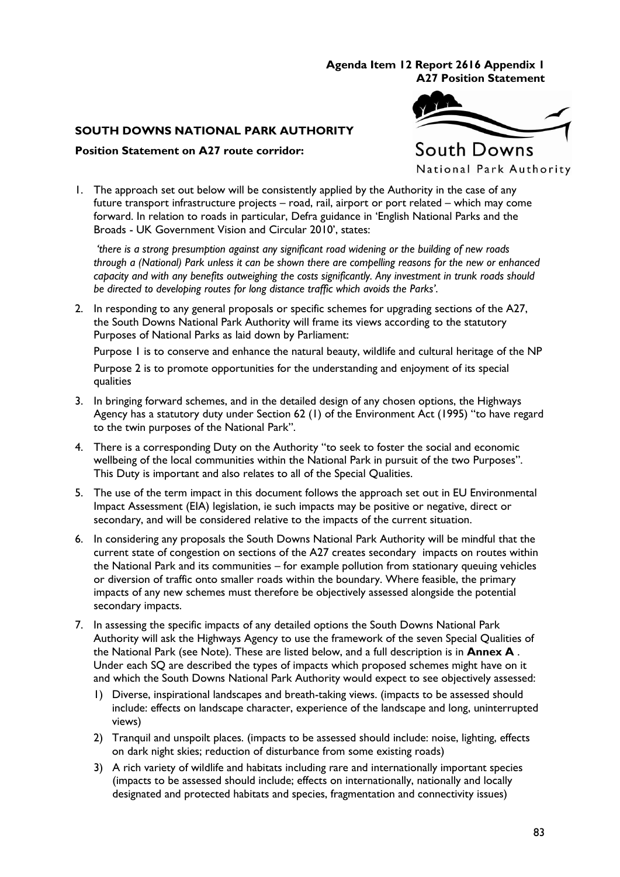**Agenda Item 12 Report 2616 Appendix 1**
**A27 Position Statement**

**SOUTH DOWNS NATIONAL PARK AUTHORITY**

**Position Statement on A27 route corridor:**

South Downs
National Park Authority

1. The approach set out below will be consistently applied by the Authority in the case of any future transport infrastructure projects – road, rail, airport or port related – which may come forward. In relation to roads in particular, Defra guidance in 'English National Parks and the Broads - UK Government Vision and Circular 2010', states:

   *'there is a strong presumption against any significant road widening or the building of new roads through a (National) Park unless it can be shown there are compelling reasons for the new or enhanced capacity and with any benefits outweighing the costs significantly. Any investment in trunk roads should be directed to developing routes for long distance traffic which avoids the Parks'.*

2. In responding to any general proposals or specific schemes for upgrading sections of the A27, the South Downs National Park Authority will frame its views according to the statutory Purposes of National Parks as laid down by Parliament:

   Purpose 1 is to conserve and enhance the natural beauty, wildlife and cultural heritage of the NP

   Purpose 2 is to promote opportunities for the understanding and enjoyment of its special qualities

3. In bringing forward schemes, and in the detailed design of any chosen options, the Highways Agency has a statutory duty under Section 62 (1) of the Environment Act (1995) "to have regard to the twin purposes of the National Park".

4. There is a corresponding Duty on the Authority "to seek to foster the social and economic wellbeing of the local communities within the National Park in pursuit of the two Purposes". This Duty is important and also relates to all of the Special Qualities.

5. The use of the term impact in this document follows the approach set out in EU Environmental Impact Assessment (EIA) legislation, ie such impacts may be positive or negative, direct or secondary, and will be considered relative to the impacts of the current situation.

6. In considering any proposals the South Downs National Park Authority will be mindful that the current state of congestion on sections of the A27 creates secondary impacts on routes within the National Park and its communities – for example pollution from stationary queuing vehicles or diversion of traffic onto smaller roads within the boundary. Where feasible, the primary impacts of any new schemes must therefore be objectively assessed alongside the potential secondary impacts.

7. In assessing the specific impacts of any detailed options the South Downs National Park Authority will ask the Highways Agency to use the framework of the seven Special Qualities of the National Park (see Note). These are listed below, and a full description is in **Annex A** . Under each SQ are described the types of impacts which proposed schemes might have on it and which the South Downs National Park Authority would expect to see objectively assessed:

   1) Diverse, inspirational landscapes and breath-taking views. (impacts to be assessed should include: effects on landscape character, experience of the landscape and long, uninterrupted views)
   2) Tranquil and unspoilt places. (impacts to be assessed should include: noise, lighting, effects on dark night skies; reduction of disturbance from some existing roads)
   3) A rich variety of wildlife and habitats including rare and internationally important species (impacts to be assessed should include; effects on internationally, nationally and locally designated and protected habitats and species, fragmentation and connectivity issues)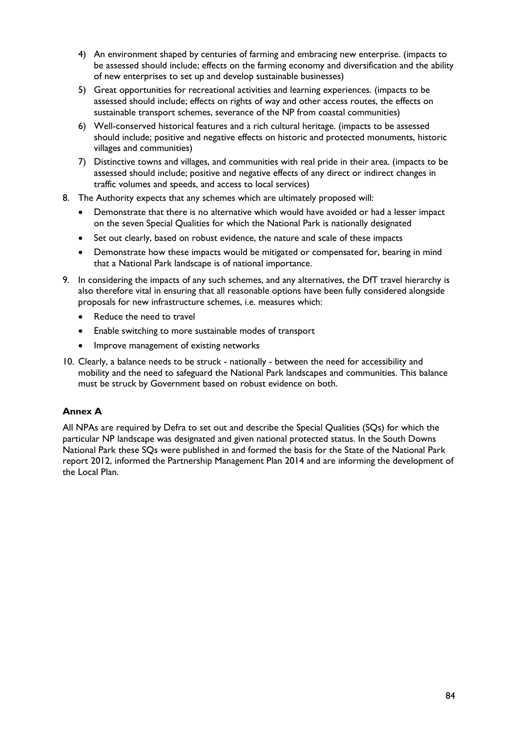4) An environment shaped by centuries of farming and embracing new enterprise. (impacts to be assessed should include; effects on the farming economy and diversification and the ability of new enterprises to set up and develop sustainable businesses)
5) Great opportunities for recreational activities and learning experiences. (impacts to be assessed should include; effects on rights of way and other access routes, the effects on sustainable transport schemes, severance of the NP from coastal communities)
6) Well-conserved historical features and a rich cultural heritage. (impacts to be assessed should include; positive and negative effects on historic and protected monuments, historic villages and communities)
7) Distinctive towns and villages, and communities with real pride in their area. (impacts to be assessed should include; positive and negative effects of any direct or indirect changes in traffic volumes and speeds, and access to local services)

8. The Authority expects that any schemes which are ultimately proposed will:
   - Demonstrate that there is no alternative which would have avoided or had a lesser impact on the seven Special Qualities for which the National Park is nationally designated
   - Set out clearly, based on robust evidence, the nature and scale of these impacts
   - Demonstrate how these impacts would be mitigated or compensated for, bearing in mind that a National Park landscape is of national importance.
9. In considering the impacts of any such schemes, and any alternatives, the DfT travel hierarchy is also therefore vital in ensuring that all reasonable options have been fully considered alongside proposals for new infrastructure schemes, i.e. measures which:
   - Reduce the need to travel
   - Enable switching to more sustainable modes of transport
   - Improve management of existing networks
10. Clearly, a balance needs to be struck - nationally - between the need for accessibility and mobility and the need to safeguard the National Park landscapes and communities. This balance must be struck by Government based on robust evidence on both.

**Annex A**

All NPAs are required by Defra to set out and describe the Special Qualities (SQs) for which the particular NP landscape was designated and given national protected status. In the South Downs National Park these SQs were published in and formed the basis for the State of the National Park report 2012, informed the Partnership Management Plan 2014 and are informing the development of the Local Plan.